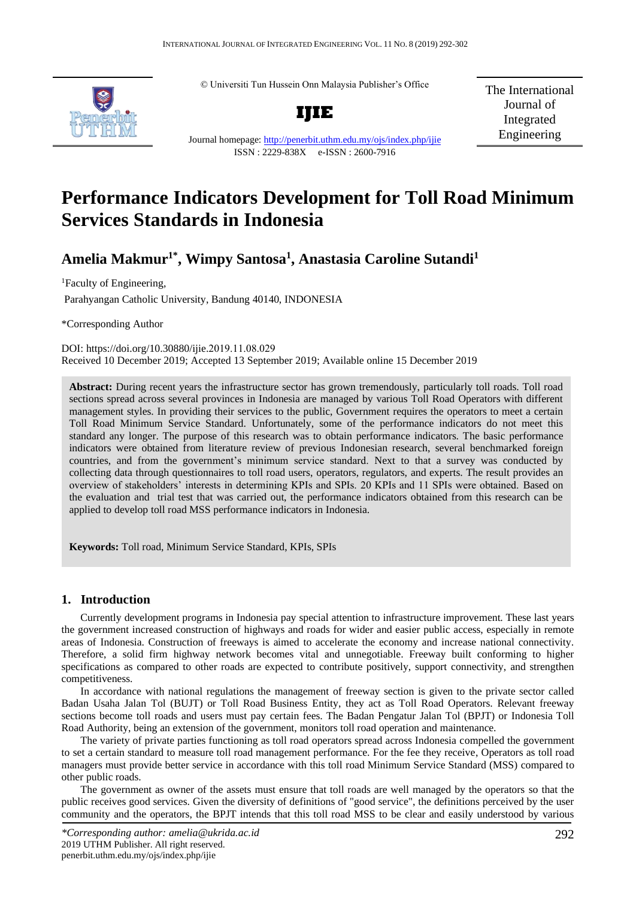© Universiti Tun Hussein Onn Malaysia Publisher's Office

**IJIE**

Journal homepage: http://penerbit.uthm.edu.my/ojs/index.php/ijie

ISSN : 2229-838X e-ISSN : 2600-7916

The International Journal of Integrated Engineering

# Performance Indicators Development for Toll Road Minimum Services Standards in Indonesia

## Amelia Makmur[1*], Wimpy Santosa[1], Anastasia Caroline Sutandi[1]

[1]Faculty of Engineering,
Parahyangan Catholic University, Bandung 40140, INDONESIA

*Corresponding Author

DOI: https://doi.org/10.30880/ijie.2019.11.08.029
Received 10 December 2019; Accepted 13 September 2019; Available online 15 December 2019

**Abstract:** During recent years the infrastructure sector has grown tremendously, particularly toll roads. Toll road sections spread across several provinces in Indonesia are managed by various Toll Road Operators with different management styles. In providing their services to the public, Government requires the operators to meet a certain Toll Road Minimum Service Standard. Unfortunately, some of the performance indicators do not meet this standard any longer. The purpose of this research was to obtain performance indicators. The basic performance indicators were obtained from literature review of previous Indonesian research, several benchmarked foreign countries, and from the government's minimum service standard. Next to that a survey was conducted by collecting data through questionnaires to toll road users, operators, regulators, and experts. The result provides an overview of stakeholders' interests in determining KPIs and SPIs. 20 KPIs and 11 SPIs were obtained. Based on the evaluation and trial test that was carried out, the performance indicators obtained from this research can be applied to develop toll road MSS performance indicators in Indonesia.

**Keywords:** Toll road, Minimum Service Standard, KPIs, SPIs

## 1. Introduction

Currently development programs in Indonesia pay special attention to infrastructure improvement. These last years the government increased construction of highways and roads for wider and easier public access, especially in remote areas of Indonesia. Construction of freeways is aimed to accelerate the economy and increase national connectivity. Therefore, a solid firm highway network becomes vital and unnegotiable. Freeway built conforming to higher specifications as compared to other roads are expected to contribute positively, support connectivity, and strengthen competitiveness.

In accordance with national regulations the management of freeway section is given to the private sector called Badan Usaha Jalan Tol (BUJT) or Toll Road Business Entity, they act as Toll Road Operators. Relevant freeway sections become toll roads and users must pay certain fees. The Badan Pengatur Jalan Tol (BPJT) or Indonesia Toll Road Authority, being an extension of the government, monitors toll road operation and maintenance.

The variety of private parties functioning as toll road operators spread across Indonesia compelled the government to set a certain standard to measure toll road management performance. For the fee they receive, Operators as toll road managers must provide better service in accordance with this toll road Minimum Service Standard (MSS) compared to other public roads.

The government as owner of the assets must ensure that toll roads are well managed by the operators so that the public receives good services. Given the diversity of definitions of "good service", the definitions perceived by the user community and the operators, the BPJT intends that this toll road MSS to be clear and easily understood by various

*\*Corresponding author: amelia@ukrida.ac.id*
2019 UTHM Publisher. All right reserved.
penerbit.uthm.edu.my/ojs/index.php/ijie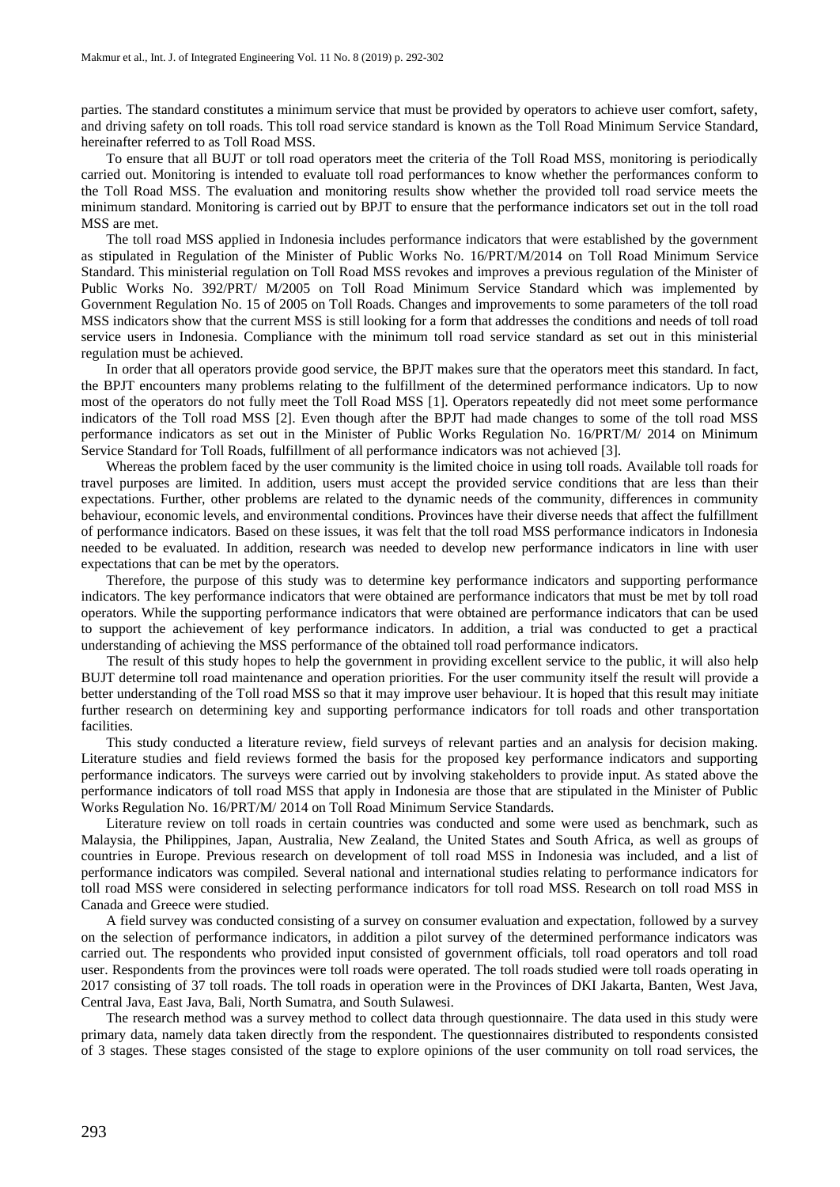parties. The standard constitutes a minimum service that must be provided by operators to achieve user comfort, safety, and driving safety on toll roads. This toll road service standard is known as the Toll Road Minimum Service Standard, hereinafter referred to as Toll Road MSS.

To ensure that all BUJT or toll road operators meet the criteria of the Toll Road MSS, monitoring is periodically carried out. Monitoring is intended to evaluate toll road performances to know whether the performances conform to the Toll Road MSS. The evaluation and monitoring results show whether the provided toll road service meets the minimum standard. Monitoring is carried out by BPJT to ensure that the performance indicators set out in the toll road MSS are met.

The toll road MSS applied in Indonesia includes performance indicators that were established by the government as stipulated in Regulation of the Minister of Public Works No. 16/PRT/M/2014 on Toll Road Minimum Service Standard. This ministerial regulation on Toll Road MSS revokes and improves a previous regulation of the Minister of Public Works No. 392/PRT/ M/2005 on Toll Road Minimum Service Standard which was implemented by Government Regulation No. 15 of 2005 on Toll Roads. Changes and improvements to some parameters of the toll road MSS indicators show that the current MSS is still looking for a form that addresses the conditions and needs of toll road service users in Indonesia. Compliance with the minimum toll road service standard as set out in this ministerial regulation must be achieved.

In order that all operators provide good service, the BPJT makes sure that the operators meet this standard. In fact, the BPJT encounters many problems relating to the fulfillment of the determined performance indicators. Up to now most of the operators do not fully meet the Toll Road MSS [1]. Operators repeatedly did not meet some performance indicators of the Toll road MSS [2]. Even though after the BPJT had made changes to some of the toll road MSS performance indicators as set out in the Minister of Public Works Regulation No. 16/PRT/M/ 2014 on Minimum Service Standard for Toll Roads, fulfillment of all performance indicators was not achieved [3].

Whereas the problem faced by the user community is the limited choice in using toll roads. Available toll roads for travel purposes are limited. In addition, users must accept the provided service conditions that are less than their expectations. Further, other problems are related to the dynamic needs of the community, differences in community behaviour, economic levels, and environmental conditions. Provinces have their diverse needs that affect the fulfillment of performance indicators. Based on these issues, it was felt that the toll road MSS performance indicators in Indonesia needed to be evaluated. In addition, research was needed to develop new performance indicators in line with user expectations that can be met by the operators.

Therefore, the purpose of this study was to determine key performance indicators and supporting performance indicators. The key performance indicators that were obtained are performance indicators that must be met by toll road operators. While the supporting performance indicators that were obtained are performance indicators that can be used to support the achievement of key performance indicators. In addition, a trial was conducted to get a practical understanding of achieving the MSS performance of the obtained toll road performance indicators.

The result of this study hopes to help the government in providing excellent service to the public, it will also help BUJT determine toll road maintenance and operation priorities. For the user community itself the result will provide a better understanding of the Toll road MSS so that it may improve user behaviour. It is hoped that this result may initiate further research on determining key and supporting performance indicators for toll roads and other transportation facilities.

This study conducted a literature review, field surveys of relevant parties and an analysis for decision making. Literature studies and field reviews formed the basis for the proposed key performance indicators and supporting performance indicators. The surveys were carried out by involving stakeholders to provide input. As stated above the performance indicators of toll road MSS that apply in Indonesia are those that are stipulated in the Minister of Public Works Regulation No. 16/PRT/M/ 2014 on Toll Road Minimum Service Standards.

Literature review on toll roads in certain countries was conducted and some were used as benchmark, such as Malaysia, the Philippines, Japan, Australia, New Zealand, the United States and South Africa, as well as groups of countries in Europe. Previous research on development of toll road MSS in Indonesia was included, and a list of performance indicators was compiled. Several national and international studies relating to performance indicators for toll road MSS were considered in selecting performance indicators for toll road MSS. Research on toll road MSS in Canada and Greece were studied.

A field survey was conducted consisting of a survey on consumer evaluation and expectation, followed by a survey on the selection of performance indicators, in addition a pilot survey of the determined performance indicators was carried out. The respondents who provided input consisted of government officials, toll road operators and toll road user. Respondents from the provinces were toll roads were operated. The toll roads studied were toll roads operating in 2017 consisting of 37 toll roads. The toll roads in operation were in the Provinces of DKI Jakarta, Banten, West Java, Central Java, East Java, Bali, North Sumatra, and South Sulawesi.

The research method was a survey method to collect data through questionnaire. The data used in this study were primary data, namely data taken directly from the respondent. The questionnaires distributed to respondents consisted of 3 stages. These stages consisted of the stage to explore opinions of the user community on toll road services, the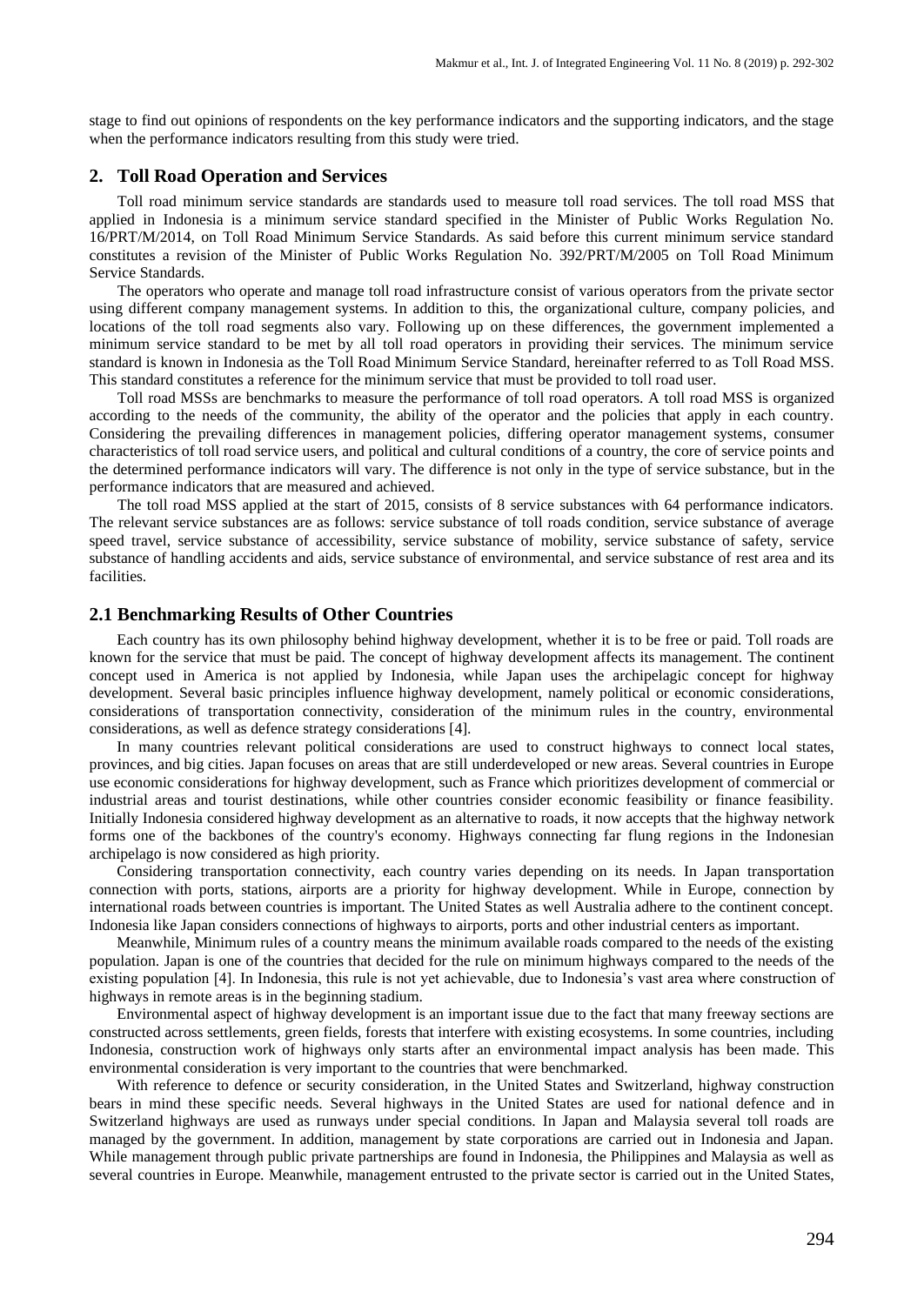stage to find out opinions of respondents on the key performance indicators and the supporting indicators, and the stage when the performance indicators resulting from this study were tried.

## 2. Toll Road Operation and Services

Toll road minimum service standards are standards used to measure toll road services. The toll road MSS that applied in Indonesia is a minimum service standard specified in the Minister of Public Works Regulation No. 16/PRT/M/2014, on Toll Road Minimum Service Standards. As said before this current minimum service standard constitutes a revision of the Minister of Public Works Regulation No. 392/PRT/M/2005 on Toll Road Minimum Service Standards.

The operators who operate and manage toll road infrastructure consist of various operators from the private sector using different company management systems. In addition to this, the organizational culture, company policies, and locations of the toll road segments also vary. Following up on these differences, the government implemented a minimum service standard to be met by all toll road operators in providing their services. The minimum service standard is known in Indonesia as the Toll Road Minimum Service Standard, hereinafter referred to as Toll Road MSS. This standard constitutes a reference for the minimum service that must be provided to toll road user.

Toll road MSSs are benchmarks to measure the performance of toll road operators. A toll road MSS is organized according to the needs of the community, the ability of the operator and the policies that apply in each country. Considering the prevailing differences in management policies, differing operator management systems, consumer characteristics of toll road service users, and political and cultural conditions of a country, the core of service points and the determined performance indicators will vary. The difference is not only in the type of service substance, but in the performance indicators that are measured and achieved.

The toll road MSS applied at the start of 2015, consists of 8 service substances with 64 performance indicators. The relevant service substances are as follows: service substance of toll roads condition, service substance of average speed travel, service substance of accessibility, service substance of mobility, service substance of safety, service substance of handling accidents and aids, service substance of environmental, and service substance of rest area and its facilities.

### 2.1 Benchmarking Results of Other Countries

Each country has its own philosophy behind highway development, whether it is to be free or paid. Toll roads are known for the service that must be paid. The concept of highway development affects its management. The continent concept used in America is not applied by Indonesia, while Japan uses the archipelagic concept for highway development. Several basic principles influence highway development, namely political or economic considerations, considerations of transportation connectivity, consideration of the minimum rules in the country, environmental considerations, as well as defence strategy considerations [4].

In many countries relevant political considerations are used to construct highways to connect local states, provinces, and big cities. Japan focuses on areas that are still underdeveloped or new areas. Several countries in Europe use economic considerations for highway development, such as France which prioritizes development of commercial or industrial areas and tourist destinations, while other countries consider economic feasibility or finance feasibility. Initially Indonesia considered highway development as an alternative to roads, it now accepts that the highway network forms one of the backbones of the country's economy. Highways connecting far flung regions in the Indonesian archipelago is now considered as high priority.

Considering transportation connectivity, each country varies depending on its needs. In Japan transportation connection with ports, stations, airports are a priority for highway development. While in Europe, connection by international roads between countries is important. The United States as well Australia adhere to the continent concept. Indonesia like Japan considers connections of highways to airports, ports and other industrial centers as important.

Meanwhile, Minimum rules of a country means the minimum available roads compared to the needs of the existing population. Japan is one of the countries that decided for the rule on minimum highways compared to the needs of the existing population [4]. In Indonesia, this rule is not yet achievable, due to Indonesia's vast area where construction of highways in remote areas is in the beginning stadium.

Environmental aspect of highway development is an important issue due to the fact that many freeway sections are constructed across settlements, green fields, forests that interfere with existing ecosystems. In some countries, including Indonesia, construction work of highways only starts after an environmental impact analysis has been made. This environmental consideration is very important to the countries that were benchmarked.

With reference to defence or security consideration, in the United States and Switzerland, highway construction bears in mind these specific needs. Several highways in the United States are used for national defence and in Switzerland highways are used as runways under special conditions. In Japan and Malaysia several toll roads are managed by the government. In addition, management by state corporations are carried out in Indonesia and Japan. While management through public private partnerships are found in Indonesia, the Philippines and Malaysia as well as several countries in Europe. Meanwhile, management entrusted to the private sector is carried out in the United States,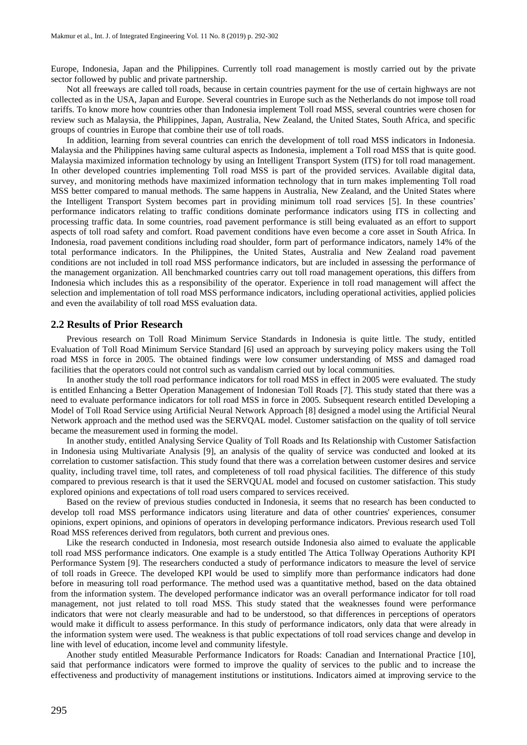Europe, Indonesia, Japan and the Philippines. Currently toll road management is mostly carried out by the private sector followed by public and private partnership.

Not all freeways are called toll roads, because in certain countries payment for the use of certain highways are not collected as in the USA, Japan and Europe. Several countries in Europe such as the Netherlands do not impose toll road tariffs. To know more how countries other than Indonesia implement Toll road MSS, several countries were chosen for review such as Malaysia, the Philippines, Japan, Australia, New Zealand, the United States, South Africa, and specific groups of countries in Europe that combine their use of toll roads.

In addition, learning from several countries can enrich the development of toll road MSS indicators in Indonesia. Malaysia and the Philippines having same cultural aspects as Indonesia, implement a Toll road MSS that is quite good. Malaysia maximized information technology by using an Intelligent Transport System (ITS) for toll road management. In other developed countries implementing Toll road MSS is part of the provided services. Available digital data, survey, and monitoring methods have maximized information technology that in turn makes implementing Toll road MSS better compared to manual methods. The same happens in Australia, New Zealand, and the United States where the Intelligent Transport System becomes part in providing minimum toll road services [5]. In these countries' performance indicators relating to traffic conditions dominate performance indicators using ITS in collecting and processing traffic data. In some countries, road pavement performance is still being evaluated as an effort to support aspects of toll road safety and comfort. Road pavement conditions have even become a core asset in South Africa. In Indonesia, road pavement conditions including road shoulder, form part of performance indicators, namely 14% of the total performance indicators. In the Philippines, the United States, Australia and New Zealand road pavement conditions are not included in toll road MSS performance indicators, but are included in assessing the performance of the management organization. All benchmarked countries carry out toll road management operations, this differs from Indonesia which includes this as a responsibility of the operator. Experience in toll road management will affect the selection and implementation of toll road MSS performance indicators, including operational activities, applied policies and even the availability of toll road MSS evaluation data.

## 2.2 Results of Prior Research

Previous research on Toll Road Minimum Service Standards in Indonesia is quite little. The study, entitled Evaluation of Toll Road Minimum Service Standard [6] used an approach by surveying policy makers using the Toll road MSS in force in 2005. The obtained findings were low consumer understanding of MSS and damaged road facilities that the operators could not control such as vandalism carried out by local communities.

In another study the toll road performance indicators for toll road MSS in effect in 2005 were evaluated. The study is entitled Enhancing a Better Operation Management of Indonesian Toll Roads [7]. This study stated that there was a need to evaluate performance indicators for toll road MSS in force in 2005. Subsequent research entitled Developing a Model of Toll Road Service using Artificial Neural Network Approach [8] designed a model using the Artificial Neural Network approach and the method used was the SERVQAL model. Customer satisfaction on the quality of toll service became the measurement used in forming the model.

In another study, entitled Analysing Service Quality of Toll Roads and Its Relationship with Customer Satisfaction in Indonesia using Multivariate Analysis [9], an analysis of the quality of service was conducted and looked at its correlation to customer satisfaction. This study found that there was a correlation between customer desires and service quality, including travel time, toll rates, and completeness of toll road physical facilities. The difference of this study compared to previous research is that it used the SERVQUAL model and focused on customer satisfaction. This study explored opinions and expectations of toll road users compared to services received.

Based on the review of previous studies conducted in Indonesia, it seems that no research has been conducted to develop toll road MSS performance indicators using literature and data of other countries' experiences, consumer opinions, expert opinions, and opinions of operators in developing performance indicators. Previous research used Toll Road MSS references derived from regulators, both current and previous ones.

Like the research conducted in Indonesia, most research outside Indonesia also aimed to evaluate the applicable toll road MSS performance indicators. One example is a study entitled The Attica Tollway Operations Authority KPI Performance System [9]. The researchers conducted a study of performance indicators to measure the level of service of toll roads in Greece. The developed KPI would be used to simplify more than performance indicators had done before in measuring toll road performance. The method used was a quantitative method, based on the data obtained from the information system. The developed performance indicator was an overall performance indicator for toll road management, not just related to toll road MSS. This study stated that the weaknesses found were performance indicators that were not clearly measurable and had to be understood, so that differences in perceptions of operators would make it difficult to assess performance. In this study of performance indicators, only data that were already in the information system were used. The weakness is that public expectations of toll road services change and develop in line with level of education, income level and community lifestyle.

Another study entitled Measurable Performance Indicators for Roads: Canadian and International Practice [10], said that performance indicators were formed to improve the quality of services to the public and to increase the effectiveness and productivity of management institutions or institutions. Indicators aimed at improving service to the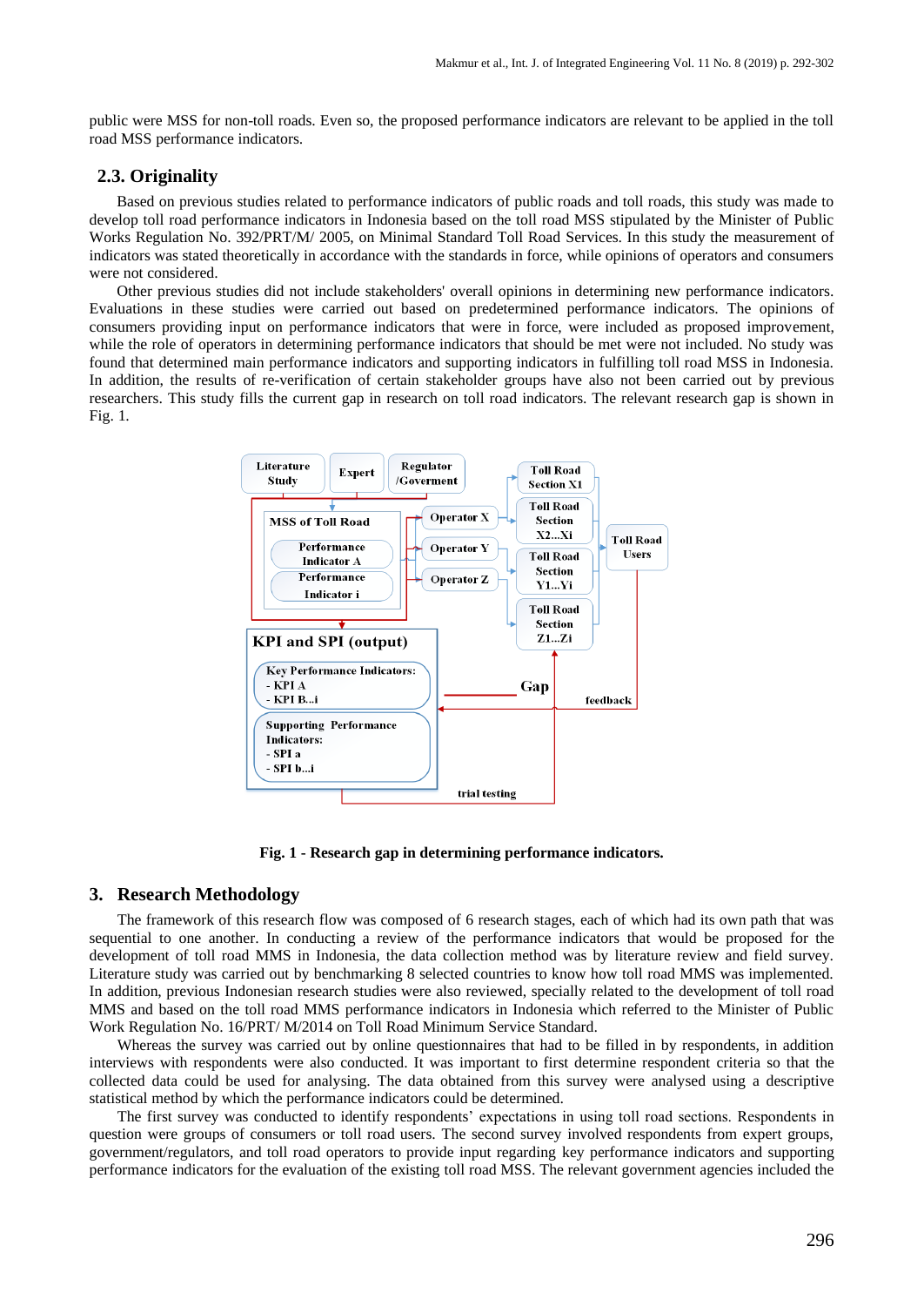public were MSS for non-toll roads. Even so, the proposed performance indicators are relevant to be applied in the toll road MSS performance indicators.

## 2.3. Originality

Based on previous studies related to performance indicators of public roads and toll roads, this study was made to develop toll road performance indicators in Indonesia based on the toll road MSS stipulated by the Minister of Public Works Regulation No. 392/PRT/M/ 2005, on Minimal Standard Toll Road Services. In this study the measurement of indicators was stated theoretically in accordance with the standards in force, while opinions of operators and consumers were not considered.

Other previous studies did not include stakeholders' overall opinions in determining new performance indicators. Evaluations in these studies were carried out based on predetermined performance indicators. The opinions of consumers providing input on performance indicators that were in force, were included as proposed improvement, while the role of operators in determining performance indicators that should be met were not included. No study was found that determined main performance indicators and supporting indicators in fulfilling toll road MSS in Indonesia. In addition, the results of re-verification of certain stakeholder groups have also not been carried out by previous researchers. This study fills the current gap in research on toll road indicators. The relevant research gap is shown in Fig. 1.

**Fig. 1 - Research gap in determining performance indicators.**

## 3. Research Methodology

The framework of this research flow was composed of 6 research stages, each of which had its own path that was sequential to one another. In conducting a review of the performance indicators that would be proposed for the development of toll road MMS in Indonesia, the data collection method was by literature review and field survey. Literature study was carried out by benchmarking 8 selected countries to know how toll road MMS was implemented. In addition, previous Indonesian research studies were also reviewed, specially related to the development of toll road MMS and based on the toll road MMS performance indicators in Indonesia which referred to the Minister of Public Work Regulation No. 16/PRT/ M/2014 on Toll Road Minimum Service Standard.

Whereas the survey was carried out by online questionnaires that had to be filled in by respondents, in addition interviews with respondents were also conducted. It was important to first determine respondent criteria so that the collected data could be used for analysing. The data obtained from this survey were analysed using a descriptive statistical method by which the performance indicators could be determined.

The first survey was conducted to identify respondents' expectations in using toll road sections. Respondents in question were groups of consumers or toll road users. The second survey involved respondents from expert groups, government/regulators, and toll road operators to provide input regarding key performance indicators and supporting performance indicators for the evaluation of the existing toll road MSS. The relevant government agencies included the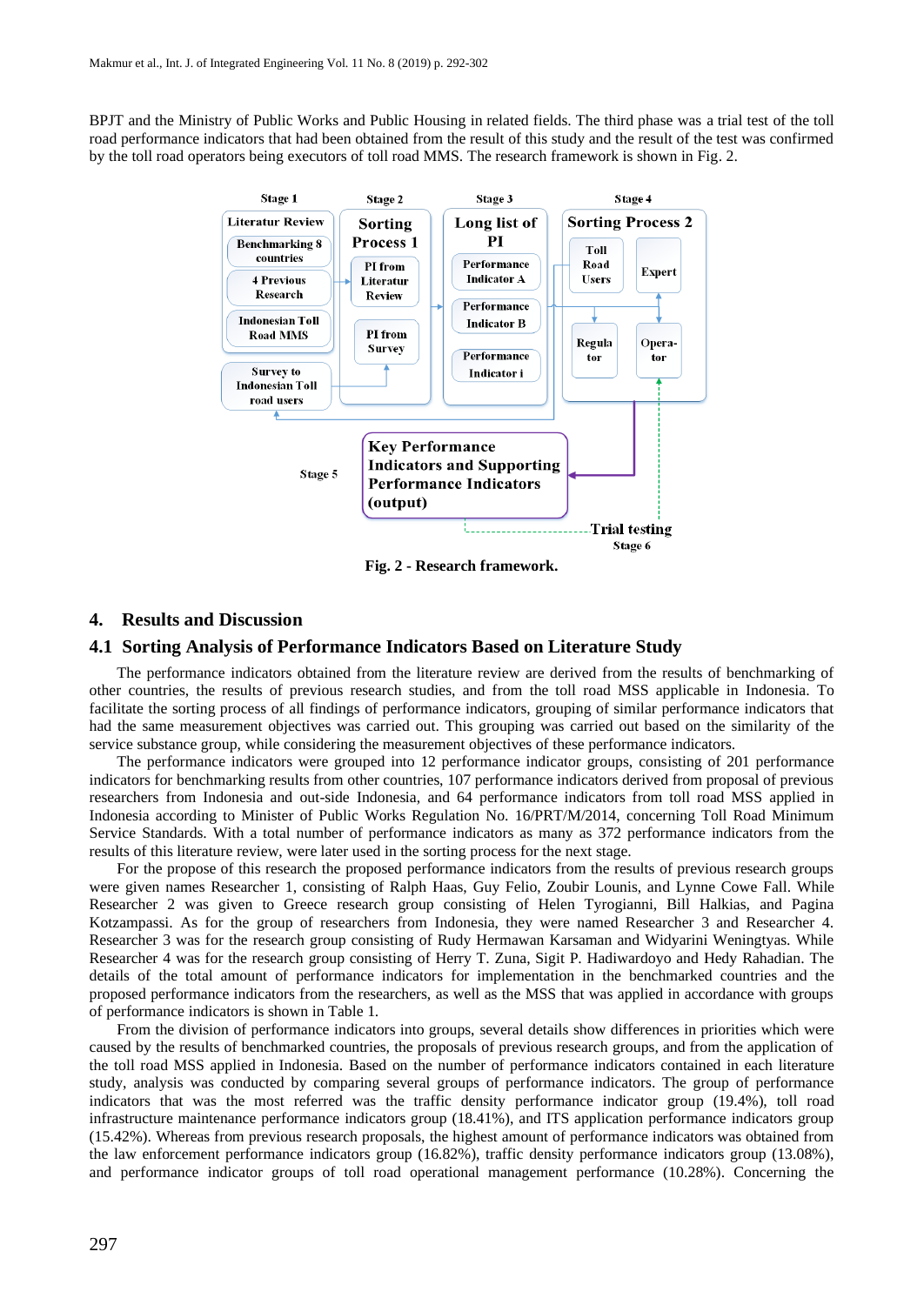BPJT and the Ministry of Public Works and Public Housing in related fields. The third phase was a trial test of the toll road performance indicators that had been obtained from the result of this study and the result of the test was confirmed by the toll road operators being executors of toll road MMS. The research framework is shown in Fig. 2.

**Fig. 2 - Research framework.**

## 4. Results and Discussion

### 4.1 Sorting Analysis of Performance Indicators Based on Literature Study

The performance indicators obtained from the literature review are derived from the results of benchmarking of other countries, the results of previous research studies, and from the toll road MSS applicable in Indonesia. To facilitate the sorting process of all findings of performance indicators, grouping of similar performance indicators that had the same measurement objectives was carried out. This grouping was carried out based on the similarity of the service substance group, while considering the measurement objectives of these performance indicators.

The performance indicators were grouped into 12 performance indicator groups, consisting of 201 performance indicators for benchmarking results from other countries, 107 performance indicators derived from proposal of previous researchers from Indonesia and out-side Indonesia, and 64 performance indicators from toll road MSS applied in Indonesia according to Minister of Public Works Regulation No. 16/PRT/M/2014, concerning Toll Road Minimum Service Standards. With a total number of performance indicators as many as 372 performance indicators from the results of this literature review, were later used in the sorting process for the next stage.

For the propose of this research the proposed performance indicators from the results of previous research groups were given names Researcher 1, consisting of Ralph Haas, Guy Felio, Zoubir Lounis, and Lynne Cowe Fall. While Researcher 2 was given to Greece research group consisting of Helen Tyrogianni, Bill Halkias, and Pagina Kotzampassi. As for the group of researchers from Indonesia, they were named Researcher 3 and Researcher 4. Researcher 3 was for the research group consisting of Rudy Hermawan Karsaman and Widyarini Weningtyas. While Researcher 4 was for the research group consisting of Herry T. Zuna, Sigit P. Hadiwardoyo and Hedy Rahadian. The details of the total amount of performance indicators for implementation in the benchmarked countries and the proposed performance indicators from the researchers, as well as the MSS that applied in accordance with groups of performance indicators is shown in Table 1.

From the division of performance indicators into groups, several details show differences in priorities which were caused by the results of benchmarked countries, the proposals of previous research groups, and from the application of the toll road MSS applied in Indonesia. Based on the number of performance indicators contained in each literature study, analysis was conducted by comparing several groups of performance indicators. The group of performance indicators that was the most referred was the traffic density performance indicator group (19.4%), toll road infrastructure maintenance performance indicators group (18.41%), and ITS application performance indicators group (15.42%). Whereas from previous research proposals, the highest amount of performance indicators was obtained from the law enforcement performance indicators group (16.82%), traffic density performance indicators group (13.08%), and performance indicator groups of toll road operational management performance (10.28%). Concerning the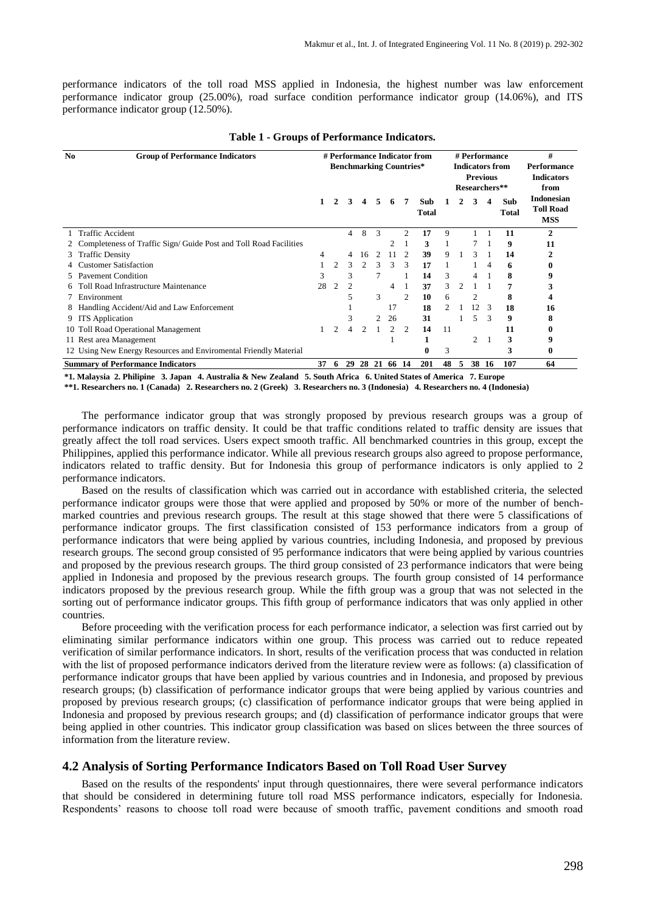performance indicators of the toll road MSS applied in Indonesia, the highest number was law enforcement performance indicator group (25.00%), road surface condition performance indicator group (14.06%), and ITS performance indicator group (12.50%).

**Table 1 - Groups of Performance Indicators.**

| No | Group of Performance Indicators | # Performance Indicator from Benchmarking Countries* | | | | | | | | # Performance Indicators from Previous Researchers** | | | | | # Performance Indicators from Indonesian Toll Road MSS |
|---|---|---|---|---|---|---|---|---|---|---|---|---|---|---|---|
| | | 1 | 2 | 3 | 4 | 5 | 6 | 7 | Sub Total | 1 | 2 | 3 | 4 | Sub Total | |
| 1 | Traffic Accident | | | 4 | 8 | 3 | | 2 | **17** | 9 | | 1 | 1 | **11** | **2** |
| 2 | Completeness of Traffic Sign/ Guide Post and Toll Road Facilities | | | | | | 2 | 1 | **3** | 1 | | 7 | 1 | **9** | **11** |
| 3 | Traffic Density | 4 | | 4 | 16 | 2 | 11 | 2 | **39** | 9 | 1 | 3 | 1 | **14** | **2** |
| 4 | Customer Satisfaction | 1 | 2 | 3 | 2 | 3 | 3 | 3 | **17** | 1 | | 1 | 4 | **6** | **0** |
| 5 | Pavement Condition | 3 | | 3 | | 7 | | 1 | **14** | 3 | | 4 | 1 | **8** | **9** |
| 6 | Toll Road Infrastructure Maintenance | 28 | 2 | 2 | | | 4 | 1 | **37** | 3 | 2 | 1 | 1 | **7** | **3** |
| 7 | Environment | | | 5 | | 3 | | 2 | **10** | 6 | | 2 | | **8** | **4** |
| 8 | Handling Accident/Aid and Law Enforcement | | | 1 | | | 17 | | **18** | 2 | 1 | 12 | 3 | **18** | **16** |
| 9 | ITS Application | | | 3 | | 2 | 26 | | **31** | | 1 | 5 | 3 | **9** | **8** |
| 10 | Toll Road Operational Management | 1 | 2 | 4 | 2 | 1 | 2 | 2 | **14** | 11 | | | | **11** | **0** |
| 11 | Rest area Management | | | | | | 1 | | **1** | | | 2 | 1 | **3** | **9** |
| 12 | Using New Energy Resources and Enviromental Friendly Material | | | | | | | | **0** | 3 | | | | **3** | **0** |
| | **Summary of Performance Indicators** | **37** | **6** | **29** | **28** | **21** | **66** | **14** | **201** | **48** | **5** | **38** | **16** | **107** | **64** |

**\*1. Malaysia 2. Philipine 3. Japan 4. Australia & New Zealand 5. South Africa 6. United States of America 7. Europe**

**\*\*1. Researchers no. 1 (Canada) 2. Researchers no. 2 (Greek) 3. Researchers no. 3 (Indonesia) 4. Researchers no. 4 (Indonesia)**

The performance indicator group that was strongly proposed by previous research groups was a group of performance indicators on traffic density. It could be that traffic conditions related to traffic density are issues that greatly affect the toll road services. Users expect smooth traffic. All benchmarked countries in this group, except the Philippines, applied this performance indicator. While all previous research groups also agreed to propose performance, indicators related to traffic density. But for Indonesia this group of performance indicators is only applied to 2 performance indicators.

Based on the results of classification which was carried out in accordance with established criteria, the selected performance indicator groups were those that were applied and proposed by 50% or more of the number of bench-marked countries and previous research groups. The result at this stage showed that there were 5 classifications of performance indicator groups. The first classification consisted of 153 performance indicators from a group of performance indicators that were being applied by various countries, including Indonesia, and proposed by previous research groups. The second group consisted of 95 performance indicators that were being applied by various countries and proposed by the previous research groups. The third group consisted of 23 performance indicators that were being applied in Indonesia and proposed by the previous research groups. The fourth group consisted of 14 performance indicators proposed by the previous research group. While the fifth group was a group that was not selected in the sorting out of performance indicator groups. This fifth group of performance indicators that was only applied in other countries.

Before proceeding with the verification process for each performance indicator, a selection was first carried out by eliminating similar performance indicators within one group. This process was carried out to reduce repeated verification of similar performance indicators. In short, results of the verification process that was conducted in relation with the list of proposed performance indicators derived from the literature review were as follows: (a) classification of performance indicator groups that have been applied by various countries and in Indonesia, and proposed by previous research groups; (b) classification of performance indicator groups that were being applied by various countries and proposed by previous research groups; (c) classification of performance indicator groups that were being applied in Indonesia and proposed by previous research groups; and (d) classification of performance indicator groups that were being applied in other countries. This indicator group classification was based on slices between the three sources of information from the literature review.

## 4.2 Analysis of Sorting Performance Indicators Based on Toll Road User Survey

Based on the results of the respondents' input through questionnaires, there were several performance indicators that should be considered in determining future toll road MSS performance indicators, especially for Indonesia. Respondents' reasons to choose toll road were because of smooth traffic, pavement conditions and smooth road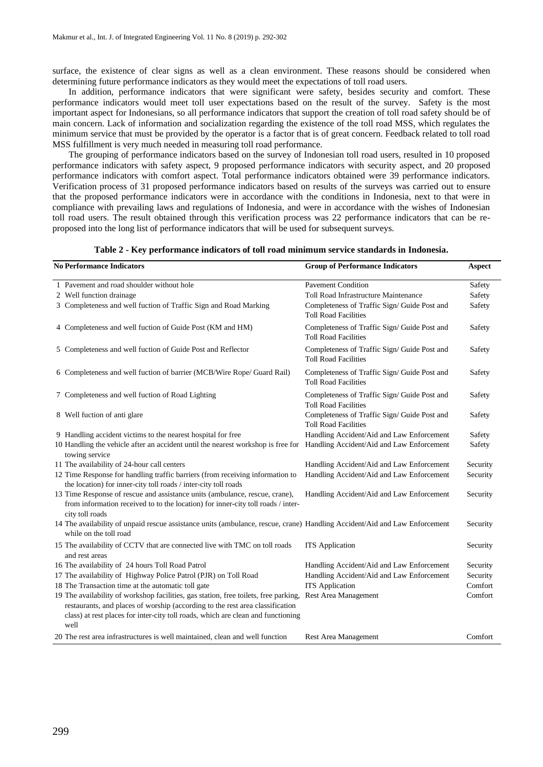surface, the existence of clear signs as well as a clean environment. These reasons should be considered when determining future performance indicators as they would meet the expectations of toll road users.

In addition, performance indicators that were significant were safety, besides security and comfort. These performance indicators would meet toll user expectations based on the result of the survey. Safety is the most important aspect for Indonesians, so all performance indicators that support the creation of toll road safety should be of main concern. Lack of information and socialization regarding the existence of the toll road MSS, which regulates the minimum service that must be provided by the operator is a factor that is of great concern. Feedback related to toll road MSS fulfillment is very much needed in measuring toll road performance.

The grouping of performance indicators based on the survey of Indonesian toll road users, resulted in 10 proposed performance indicators with safety aspect, 9 proposed performance indicators with security aspect, and 20 proposed performance indicators with comfort aspect. Total performance indicators obtained were 39 performance indicators. Verification process of 31 proposed performance indicators based on results of the surveys was carried out to ensure that the proposed performance indicators were in accordance with the conditions in Indonesia, next to that were in compliance with prevailing laws and regulations of Indonesia, and were in accordance with the wishes of Indonesian toll road users. The result obtained through this verification process was 22 performance indicators that can be re-proposed into the long list of performance indicators that will be used for subsequent surveys.

**Table 2 - Key performance indicators of toll road minimum service standards in Indonesia.**

| No | Performance Indicators | Group of Performance Indicators | Aspect |
|---|---|---|---|
| 1 | Pavement and road shoulder without hole | Pavement Condition | Safety |
| 2 | Well function drainage | Toll Road Infrastructure Maintenance | Safety |
| 3 | Completeness and well fuction of Traffic Sign and Road Marking | Completeness of Traffic Sign/ Guide Post and Toll Road Facilities | Safety |
| 4 | Completeness and well fuction of Guide Post (KM and HM) | Completeness of Traffic Sign/ Guide Post and Toll Road Facilities | Safety |
| 5 | Completeness and well fuction of Guide Post and Reflector | Completeness of Traffic Sign/ Guide Post and Toll Road Facilities | Safety |
| 6 | Completeness and well fuction of barrier (MCB/Wire Rope/ Guard Rail) | Completeness of Traffic Sign/ Guide Post and Toll Road Facilities | Safety |
| 7 | Completeness and well fuction of Road Lighting | Completeness of Traffic Sign/ Guide Post and Toll Road Facilities | Safety |
| 8 | Well fuction of anti glare | Completeness of Traffic Sign/ Guide Post and Toll Road Facilities | Safety |
| 9 | Handling accident victims to the nearest hospital for free | Handling Accident/Aid and Law Enforcement | Safety |
| 10 | Handling the vehicle after an accident until the nearest workshop is free for towing service | Handling Accident/Aid and Law Enforcement | Safety |
| 11 | The availability of 24-hour call centers | Handling Accident/Aid and Law Enforcement | Security |
| 12 | Time Response for handling traffic barriers (from receiving information to the location) for inner-city toll roads / inter-city toll roads | Handling Accident/Aid and Law Enforcement | Security |
| 13 | Time Response of rescue and assistance units (ambulance, rescue, crane), from information received to to the location) for inner-city toll roads / inter-city toll roads | Handling Accident/Aid and Law Enforcement | Security |
| 14 | The availability of unpaid rescue assistance units (ambulance, rescue, crane) while on the toll road | Handling Accident/Aid and Law Enforcement | Security |
| 15 | The availability of CCTV that are connected live with TMC on toll roads and rest areas | ITS Application | Security |
| 16 | The availability of 24 hours Toll Road Patrol | Handling Accident/Aid and Law Enforcement | Security |
| 17 | The availability of Highway Police Patrol (PJR) on Toll Road | Handling Accident/Aid and Law Enforcement | Security |
| 18 | The Transaction time at the automatic toll gate | ITS Application | Comfort |
| 19 | The availability of workshop facilities, gas station, free toilets, free parking, restaurants, and places of worship (according to the rest area classification class) at rest places for inter-city toll roads, which are clean and functioning well | Rest Area Management | Comfort |
| 20 | The rest area infrastructures is well maintained, clean and well function | Rest Area Management | Comfort |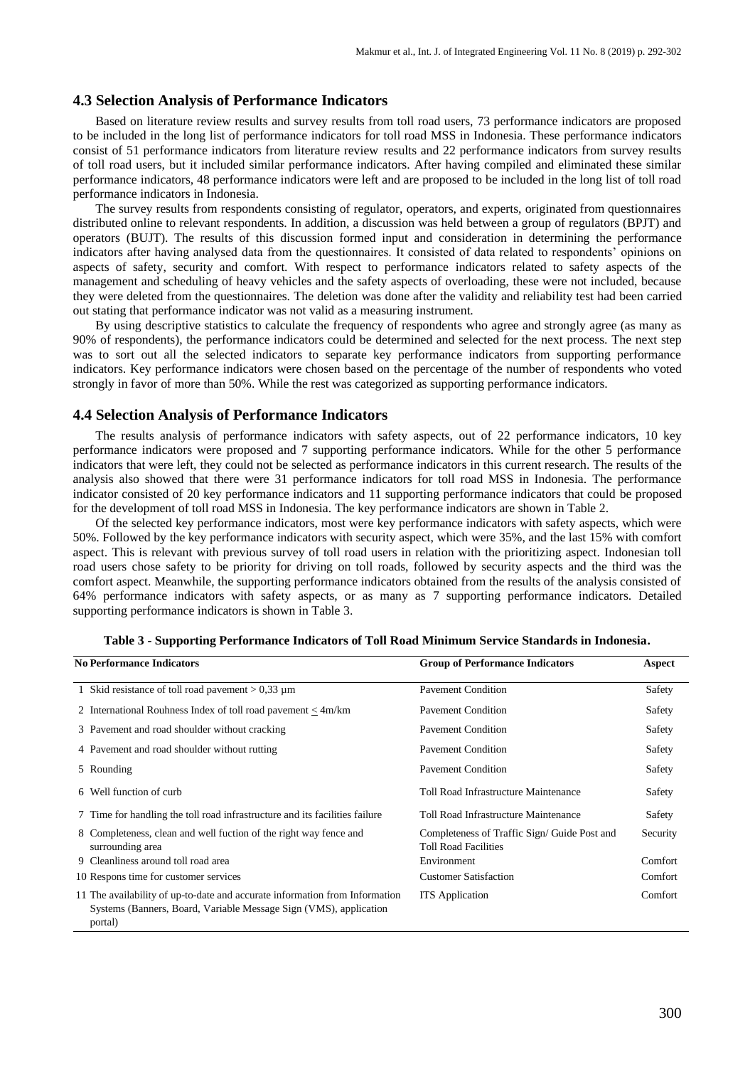### 4.3 Selection Analysis of Performance Indicators

Based on literature review results and survey results from toll road users, 73 performance indicators are proposed to be included in the long list of performance indicators for toll road MSS in Indonesia. These performance indicators consist of 51 performance indicators from literature review results and 22 performance indicators from survey results of toll road users, but it included similar performance indicators. After having compiled and eliminated these similar performance indicators, 48 performance indicators were left and are proposed to be included in the long list of toll road performance indicators in Indonesia.

The survey results from respondents consisting of regulator, operators, and experts, originated from questionnaires distributed online to relevant respondents. In addition, a discussion was held between a group of regulators (BPJT) and operators (BUJT). The results of this discussion formed input and consideration in determining the performance indicators after having analysed data from the questionnaires. It consisted of data related to respondents' opinions on aspects of safety, security and comfort. With respect to performance indicators related to safety aspects of the management and scheduling of heavy vehicles and the safety aspects of overloading, these were not included, because they were deleted from the questionnaires. The deletion was done after the validity and reliability test had been carried out stating that performance indicator was not valid as a measuring instrument.

By using descriptive statistics to calculate the frequency of respondents who agree and strongly agree (as many as 90% of respondents), the performance indicators could be determined and selected for the next process. The next step was to sort out all the selected indicators to separate key performance indicators from supporting performance indicators. Key performance indicators were chosen based on the percentage of the number of respondents who voted strongly in favor of more than 50%. While the rest was categorized as supporting performance indicators.

### 4.4 Selection Analysis of Performance Indicators

The results analysis of performance indicators with safety aspects, out of 22 performance indicators, 10 key performance indicators were proposed and 7 supporting performance indicators. While for the other 5 performance indicators that were left, they could not be selected as performance indicators in this current research. The results of the analysis also showed that there were 31 performance indicators for toll road MSS in Indonesia. The performance indicator consisted of 20 key performance indicators and 11 supporting performance indicators that could be proposed for the development of toll road MSS in Indonesia. The key performance indicators are shown in Table 2.

Of the selected key performance indicators, most were key performance indicators with safety aspects, which were 50%. Followed by the key performance indicators with security aspect, which were 35%, and the last 15% with comfort aspect. This is relevant with previous survey of toll road users in relation with the prioritizing aspect. Indonesian toll road users chose safety to be priority for driving on toll roads, followed by security aspects and the third was the comfort aspect. Meanwhile, the supporting performance indicators obtained from the results of the analysis consisted of 64% performance indicators with safety aspects, or as many as 7 supporting performance indicators. Detailed supporting performance indicators is shown in Table 3.

**Table 3 - Supporting Performance Indicators of Toll Road Minimum Service Standards in Indonesia.**

| No | Performance Indicators | Group of Performance Indicators | Aspect |
|---|---|---|---|
| 1 | Skid resistance of toll road pavement > 0,33 µm | Pavement Condition | Safety |
| 2 | International Rouhness Index of toll road pavement ≤ 4m/km | Pavement Condition | Safety |
| 3 | Pavement and road shoulder without cracking | Pavement Condition | Safety |
| 4 | Pavement and road shoulder without rutting | Pavement Condition | Safety |
| 5 | Rounding | Pavement Condition | Safety |
| 6 | Well function of curb | Toll Road Infrastructure Maintenance | Safety |
| 7 | Time for handling the toll road infrastructure and its facilities failure | Toll Road Infrastructure Maintenance | Safety |
| 8 | Completeness, clean and well fuction of the right way fence and surrounding area | Completeness of Traffic Sign/ Guide Post and Toll Road Facilities | Security |
| 9 | Cleanliness around toll road area | Environment | Comfort |
| 10 | Respons time for customer services | Customer Satisfaction | Comfort |
| 11 | The availability of up-to-date and accurate information from Information Systems (Banners, Board, Variable Message Sign (VMS), application portal) | ITS Application | Comfort |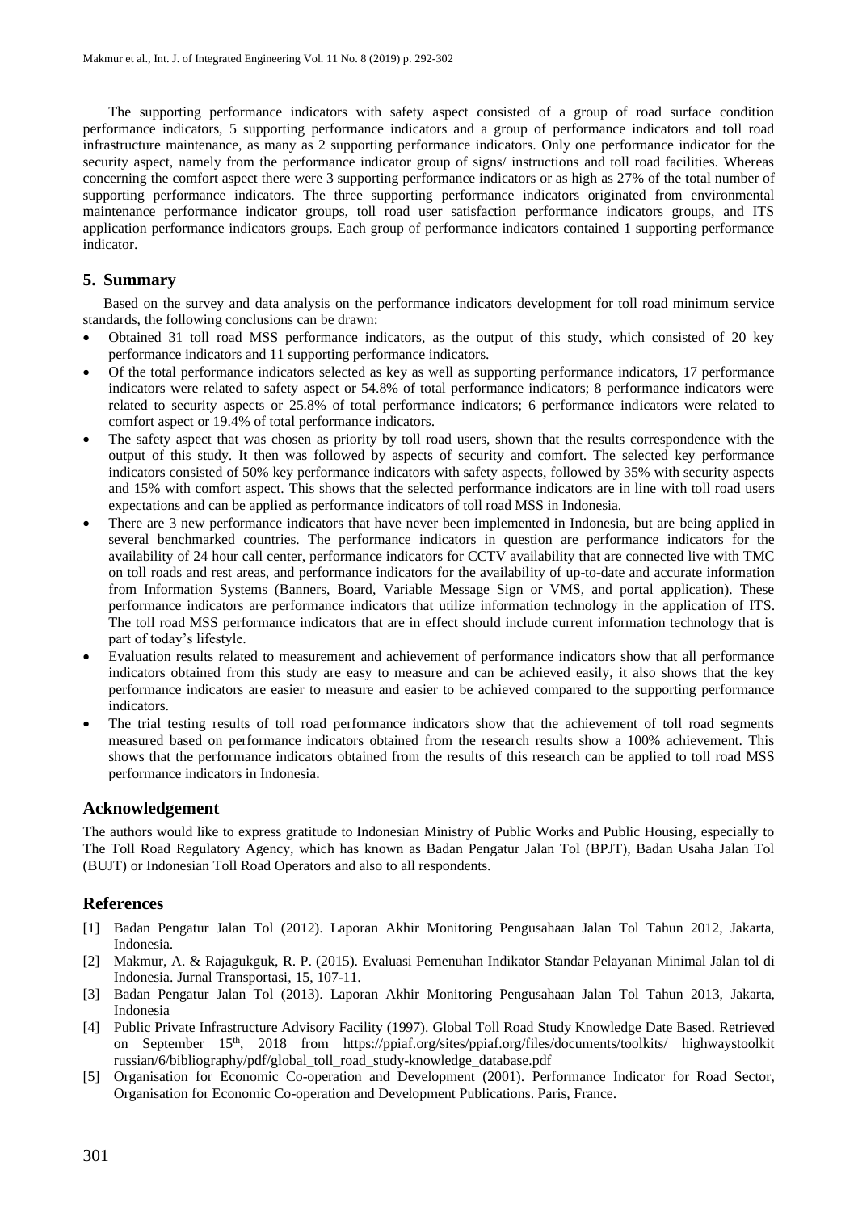The supporting performance indicators with safety aspect consisted of a group of road surface condition performance indicators, 5 supporting performance indicators and a group of performance indicators and toll road infrastructure maintenance, as many as 2 supporting performance indicators. Only one performance indicator for the security aspect, namely from the performance indicator group of signs/ instructions and toll road facilities. Whereas concerning the comfort aspect there were 3 supporting performance indicators or as high as 27% of the total number of supporting performance indicators. The three supporting performance indicators originated from environmental maintenance performance indicator groups, toll road user satisfaction performance indicators groups, and ITS application performance indicators groups. Each group of performance indicators contained 1 supporting performance indicator.

## 5. Summary

Based on the survey and data analysis on the performance indicators development for toll road minimum service standards, the following conclusions can be drawn:

- Obtained 31 toll road MSS performance indicators, as the output of this study, which consisted of 20 key performance indicators and 11 supporting performance indicators.
- Of the total performance indicators selected as key as well as supporting performance indicators, 17 performance indicators were related to safety aspect or 54.8% of total performance indicators; 8 performance indicators were related to security aspects or 25.8% of total performance indicators; 6 performance indicators were related to comfort aspect or 19.4% of total performance indicators.
- The safety aspect that was chosen as priority by toll road users, shown that the results correspondence with the output of this study. It then was followed by aspects of security and comfort. The selected key performance indicators consisted of 50% key performance indicators with safety aspects, followed by 35% with security aspects and 15% with comfort aspect. This shows that the selected performance indicators are in line with toll road users expectations and can be applied as performance indicators of toll road MSS in Indonesia.
- There are 3 new performance indicators that have never been implemented in Indonesia, but are being applied in several benchmarked countries. The performance indicators in question are performance indicators for the availability of 24 hour call center, performance indicators for CCTV availability that are connected live with TMC on toll roads and rest areas, and performance indicators for the availability of up-to-date and accurate information from Information Systems (Banners, Board, Variable Message Sign or VMS, and portal application). These performance indicators are performance indicators that utilize information technology in the application of ITS. The toll road MSS performance indicators that are in effect should include current information technology that is part of today's lifestyle.
- Evaluation results related to measurement and achievement of performance indicators show that all performance indicators obtained from this study are easy to measure and can be achieved easily, it also shows that the key performance indicators are easier to measure and easier to be achieved compared to the supporting performance indicators.
- The trial testing results of toll road performance indicators show that the achievement of toll road segments measured based on performance indicators obtained from the research results show a 100% achievement. This shows that the performance indicators obtained from the results of this research can be applied to toll road MSS performance indicators in Indonesia.

## Acknowledgement

The authors would like to express gratitude to Indonesian Ministry of Public Works and Public Housing, especially to The Toll Road Regulatory Agency, which has known as Badan Pengatur Jalan Tol (BPJT), Badan Usaha Jalan Tol (BUJT) or Indonesian Toll Road Operators and also to all respondents.

## References

[1] Badan Pengatur Jalan Tol (2012). Laporan Akhir Monitoring Pengusahaan Jalan Tol Tahun 2012, Jakarta, Indonesia.

[2] Makmur, A. & Rajagukguk, R. P. (2015). Evaluasi Pemenuhan Indikator Standar Pelayanan Minimal Jalan tol di Indonesia. Jurnal Transportasi, 15, 107-11.

[3] Badan Pengatur Jalan Tol (2013). Laporan Akhir Monitoring Pengusahaan Jalan Tol Tahun 2013, Jakarta, Indonesia

[4] Public Private Infrastructure Advisory Facility (1997). Global Toll Road Study Knowledge Date Based. Retrieved on September 15th, 2018 from https://ppiaf.org/sites/ppiaf.org/files/documents/toolkits/ highwaystoolkit russian/6/bibliography/pdf/global_toll_road_study-knowledge_database.pdf

[5] Organisation for Economic Co-operation and Development (2001). Performance Indicator for Road Sector, Organisation for Economic Co-operation and Development Publications. Paris, France.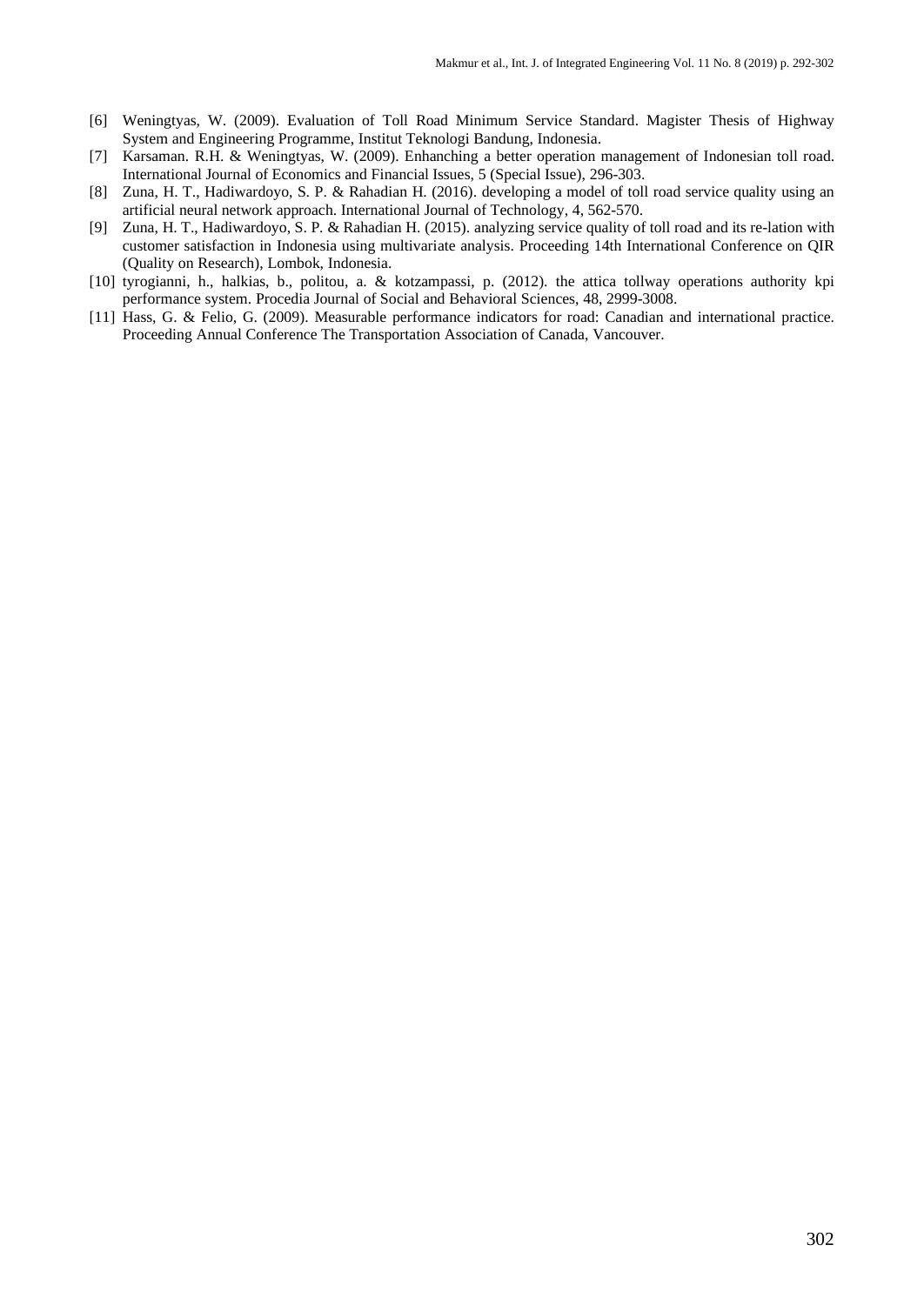[6] Weningtyas, W. (2009). Evaluation of Toll Road Minimum Service Standard. Magister Thesis of Highway System and Engineering Programme, Institut Teknologi Bandung, Indonesia.

[7] Karsaman. R.H. & Weningtyas, W. (2009). Enhanching a better operation management of Indonesian toll road. International Journal of Economics and Financial Issues, 5 (Special Issue), 296-303.

[8] Zuna, H. T., Hadiwardoyo, S. P. & Rahadian H. (2016). developing a model of toll road service quality using an artificial neural network approach. International Journal of Technology, 4, 562-570.

[9] Zuna, H. T., Hadiwardoyo, S. P. & Rahadian H. (2015). analyzing service quality of toll road and its re-lation with customer satisfaction in Indonesia using multivariate analysis. Proceeding 14th International Conference on QIR (Quality on Research), Lombok, Indonesia.

[10] tyrogianni, h., halkias, b., politou, a. & kotzampassi, p. (2012). the attica tollway operations authority kpi performance system. Procedia Journal of Social and Behavioral Sciences, 48, 2999-3008.

[11] Hass, G. & Felio, G. (2009). Measurable performance indicators for road: Canadian and international practice. Proceeding Annual Conference The Transportation Association of Canada, Vancouver.